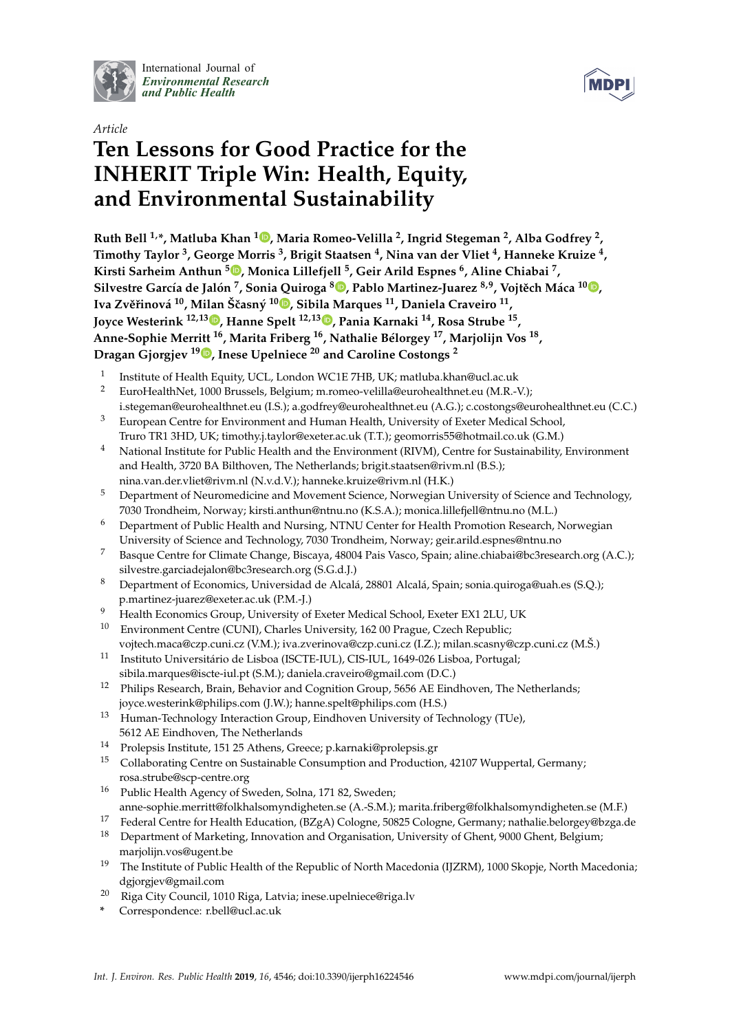International Journal of *Environmental Research and Public Health*

*Article*

# Ten Lessons for Good Practice for the INHERIT Triple Win: Health, Equity, and Environmental Sustainability

**Ruth Bell [1,*], Matluba Khan [1], Maria Romeo-Velilla [2], Ingrid Stegeman [2], Alba Godfrey [2], Timothy Taylor [3], George Morris [3], Brigit Staatsen [4], Nina van der Vliet [4], Hanneke Kruize [4], Kirsti Sarheim Anthun [5], Monica Lillefjell [5], Geir Arild Espnes [6], Aline Chiabai [7], Silvestre García de Jalón [7], Sonia Quiroga [8], Pablo Martinez-Juarez [8,9], Vojtěch Máca [10], Iva Zvěřinová [10], Milan Ščasný [10], Sibila Marques [11], Daniela Craveiro [11], Joyce Westerink [12,13], Hanne Spelt [12,13], Pania Karnaki [14], Rosa Strube [15], Anne-Sophie Merritt [16], Marita Friberg [16], Nathalie Bélorgey [17], Marjolijn Vos [18], Dragan Gjorgjev [19], Inese Upelniece [20] and Caroline Costongs [2]**

1. Institute of Health Equity, UCL, London WC1E 7HB, UK; matluba.khan@ucl.ac.uk
2. EuroHealthNet, 1000 Brussels, Belgium; m.romeo-velilla@eurohealthnet.eu (M.R.-V.); i.stegeman@eurohealthnet.eu (I.S.); a.godfrey@eurohealthnet.eu (A.G.); c.costongs@eurohealthnet.eu (C.C.)
3. European Centre for Environment and Human Health, University of Exeter Medical School, Truro TR1 3HD, UK; timothy.j.taylor@exeter.ac.uk (T.T.); geomorris55@hotmail.co.uk (G.M.)
4. National Institute for Public Health and the Environment (RIVM), Centre for Sustainability, Environment and Health, 3720 BA Bilthoven, The Netherlands; brigit.staatsen@rivm.nl (B.S.); nina.van.der.vliet@rivm.nl (N.v.d.V.); hanneke.kruize@rivm.nl (H.K.)
5. Department of Neuromedicine and Movement Science, Norwegian University of Science and Technology, 7030 Trondheim, Norway; kirsti.anthun@ntnu.no (K.S.A.); monica.lillefjell@ntnu.no (M.L.)
6. Department of Public Health and Nursing, NTNU Center for Health Promotion Research, Norwegian University of Science and Technology, 7030 Trondheim, Norway; geir.arild.espnes@ntnu.no
7. Basque Centre for Climate Change, Biscaya, 48004 Pais Vasco, Spain; aline.chiabai@bc3research.org (A.C.); silvestre.garciadejalon@bc3research.org (S.G.d.J.)
8. Department of Economics, Universidad de Alcalá, 28801 Alcalá, Spain; sonia.quiroga@uah.es (S.Q.); p.martinez-juarez@exeter.ac.uk (P.M.-J.)
9. Health Economics Group, University of Exeter Medical School, Exeter EX1 2LU, UK
10. Environment Centre (CUNI), Charles University, 162 00 Prague, Czech Republic; vojtech.maca@czp.cuni.cz (V.M.); iva.zverinova@czp.cuni.cz (I.Z.); milan.scasny@czp.cuni.cz (M.Š.)
11. Instituto Universitário de Lisboa (ISCTE-IUL), CIS-IUL, 1649-026 Lisboa, Portugal; sibila.marques@iscte-iul.pt (S.M.); daniela.craveiro@gmail.com (D.C.)
12. Philips Research, Brain, Behavior and Cognition Group, 5656 AE Eindhoven, The Netherlands; joyce.westerink@philips.com (J.W.); hanne.spelt@philips.com (H.S.)
13. Human-Technology Interaction Group, Eindhoven University of Technology (TUe), 5612 AE Eindhoven, The Netherlands
14. Prolepsis Institute, 151 25 Athens, Greece; p.karnaki@prolepsis.gr
15. Collaborating Centre on Sustainable Consumption and Production, 42107 Wuppertal, Germany; rosa.strube@scp-centre.org
16. Public Health Agency of Sweden, Solna, 171 82, Sweden; anne-sophie.merritt@folkhalsomyndigheten.se (A.-S.M.); marita.friberg@folkhalsomyndigheten.se (M.F.)
17. Federal Centre for Health Education, (BZgA) Cologne, 50825 Cologne, Germany; nathalie.belorgey@bzga.de
18. Department of Marketing, Innovation and Organisation, University of Ghent, 9000 Ghent, Belgium; marjolijn.vos@ugent.be
19. The Institute of Public Health of the Republic of North Macedonia (IJZRM), 1000 Skopje, North Macedonia; dgjorgjev@gmail.com
20. Riga City Council, 1010 Riga, Latvia; inese.upelniece@riga.lv

\* Correspondence: r.bell@ucl.ac.uk

*Int. J. Environ. Res. Public Health* **2019**, *16*, 4546; doi:10.3390/ijerph16224546 www.mdpi.com/journal/ijerph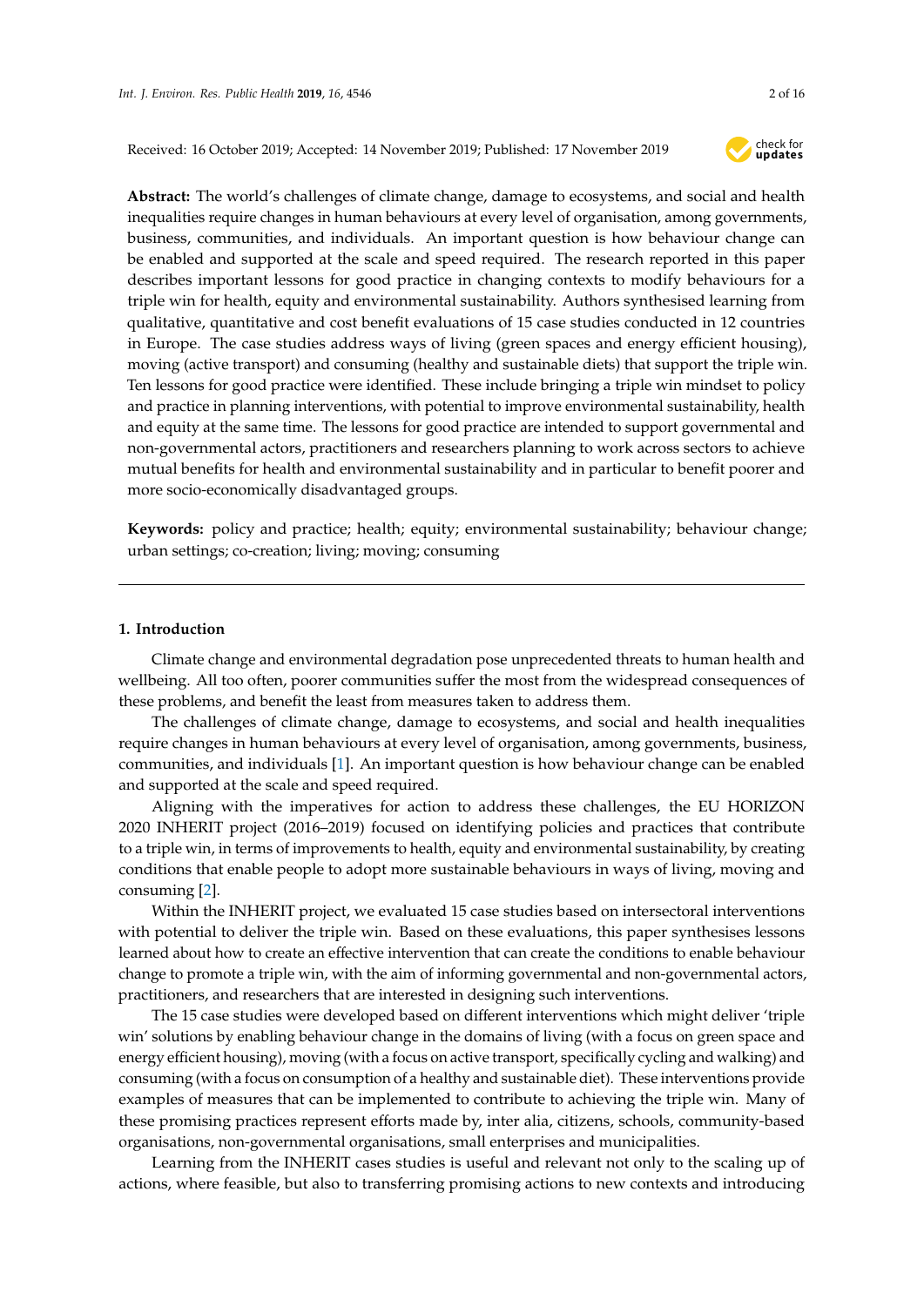Received: 16 October 2019; Accepted: 14 November 2019; Published: 17 November 2019

**Abstract:** The world's challenges of climate change, damage to ecosystems, and social and health inequalities require changes in human behaviours at every level of organisation, among governments, business, communities, and individuals. An important question is how behaviour change can be enabled and supported at the scale and speed required. The research reported in this paper describes important lessons for good practice in changing contexts to modify behaviours for a triple win for health, equity and environmental sustainability. Authors synthesised learning from qualitative, quantitative and cost benefit evaluations of 15 case studies conducted in 12 countries in Europe. The case studies address ways of living (green spaces and energy efficient housing), moving (active transport) and consuming (healthy and sustainable diets) that support the triple win. Ten lessons for good practice were identified. These include bringing a triple win mindset to policy and practice in planning interventions, with potential to improve environmental sustainability, health and equity at the same time. The lessons for good practice are intended to support governmental and non-governmental actors, practitioners and researchers planning to work across sectors to achieve mutual benefits for health and environmental sustainability and in particular to benefit poorer and more socio-economically disadvantaged groups.

**Keywords:** policy and practice; health; equity; environmental sustainability; behaviour change; urban settings; co-creation; living; moving; consuming

## 1. Introduction

Climate change and environmental degradation pose unprecedented threats to human health and wellbeing. All too often, poorer communities suffer the most from the widespread consequences of these problems, and benefit the least from measures taken to address them.

The challenges of climate change, damage to ecosystems, and social and health inequalities require changes in human behaviours at every level of organisation, among governments, business, communities, and individuals [1]. An important question is how behaviour change can be enabled and supported at the scale and speed required.

Aligning with the imperatives for action to address these challenges, the EU HORIZON 2020 INHERIT project (2016–2019) focused on identifying policies and practices that contribute to a triple win, in terms of improvements to health, equity and environmental sustainability, by creating conditions that enable people to adopt more sustainable behaviours in ways of living, moving and consuming [2].

Within the INHERIT project, we evaluated 15 case studies based on intersectoral interventions with potential to deliver the triple win. Based on these evaluations, this paper synthesises lessons learned about how to create an effective intervention that can create the conditions to enable behaviour change to promote a triple win, with the aim of informing governmental and non-governmental actors, practitioners, and researchers that are interested in designing such interventions.

The 15 case studies were developed based on different interventions which might deliver 'triple win' solutions by enabling behaviour change in the domains of living (with a focus on green space and energy efficient housing), moving (with a focus on active transport, specifically cycling and walking) and consuming (with a focus on consumption of a healthy and sustainable diet). These interventions provide examples of measures that can be implemented to contribute to achieving the triple win. Many of these promising practices represent efforts made by, inter alia, citizens, schools, community-based organisations, non-governmental organisations, small enterprises and municipalities.

Learning from the INHERIT cases studies is useful and relevant not only to the scaling up of actions, where feasible, but also to transferring promising actions to new contexts and introducing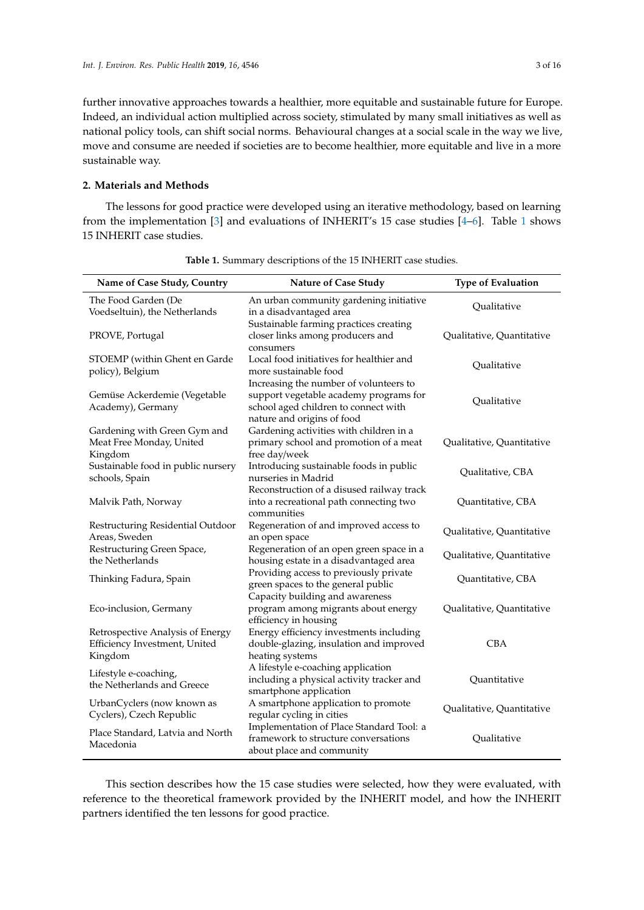further innovative approaches towards a healthier, more equitable and sustainable future for Europe. Indeed, an individual action multiplied across society, stimulated by many small initiatives as well as national policy tools, can shift social norms. Behavioural changes at a social scale in the way we live, move and consume are needed if societies are to become healthier, more equitable and live in a more sustainable way.

## 2. Materials and Methods

The lessons for good practice were developed using an iterative methodology, based on learning from the implementation [3] and evaluations of INHERIT's 15 case studies [4–6]. Table 1 shows 15 INHERIT case studies.

**Table 1.** Summary descriptions of the 15 INHERIT case studies.

| Name of Case Study, Country | Nature of Case Study | Type of Evaluation |
|---|---|---|
| The Food Garden (De Voedseltuin), the Netherlands | An urban community gardening initiative in a disadvantaged area | Qualitative |
| PROVE, Portugal | Sustainable farming practices creating closer links among producers and consumers | Qualitative, Quantitative |
| STOEMP (within Ghent en Garde policy), Belgium | Local food initiatives for healthier and more sustainable food | Qualitative |
| Gemüse Ackerdemie (Vegetable Academy), Germany | Increasing the number of volunteers to support vegetable academy programs for school aged children to connect with nature and origins of food | Qualitative |
| Gardening with Green Gym and Meat Free Monday, United Kingdom | Gardening activities with children in a primary school and promotion of a meat free day/week | Qualitative, Quantitative |
| Sustainable food in public nursery schools, Spain | Introducing sustainable foods in public nurseries in Madrid | Qualitative, CBA |
| Malvik Path, Norway | Reconstruction of a disused railway track into a recreational path connecting two communities | Quantitative, CBA |
| Restructuring Residential Outdoor Areas, Sweden | Regeneration of and improved access to an open space | Qualitative, Quantitative |
| Restructuring Green Space, the Netherlands | Regeneration of an open green space in a housing estate in a disadvantaged area | Qualitative, Quantitative |
| Thinking Fadura, Spain | Providing access to previously private green spaces to the general public | Quantitative, CBA |
| Eco-inclusion, Germany | Capacity building and awareness program among migrants about energy efficiency in housing | Qualitative, Quantitative |
| Retrospective Analysis of Energy Efficiency Investment, United Kingdom | Energy efficiency investments including double-glazing, insulation and improved heating systems | CBA |
| Lifestyle e-coaching, the Netherlands and Greece | A lifestyle e-coaching application including a physical activity tracker and smartphone application | Quantitative |
| UrbanCyclers (now known as Cyclers), Czech Republic | A smartphone application to promote regular cycling in cities | Qualitative, Quantitative |
| Place Standard, Latvia and North Macedonia | Implementation of Place Standard Tool: a framework to structure conversations about place and community | Qualitative |

This section describes how the 15 case studies were selected, how they were evaluated, with reference to the theoretical framework provided by the INHERIT model, and how the INHERIT partners identified the ten lessons for good practice.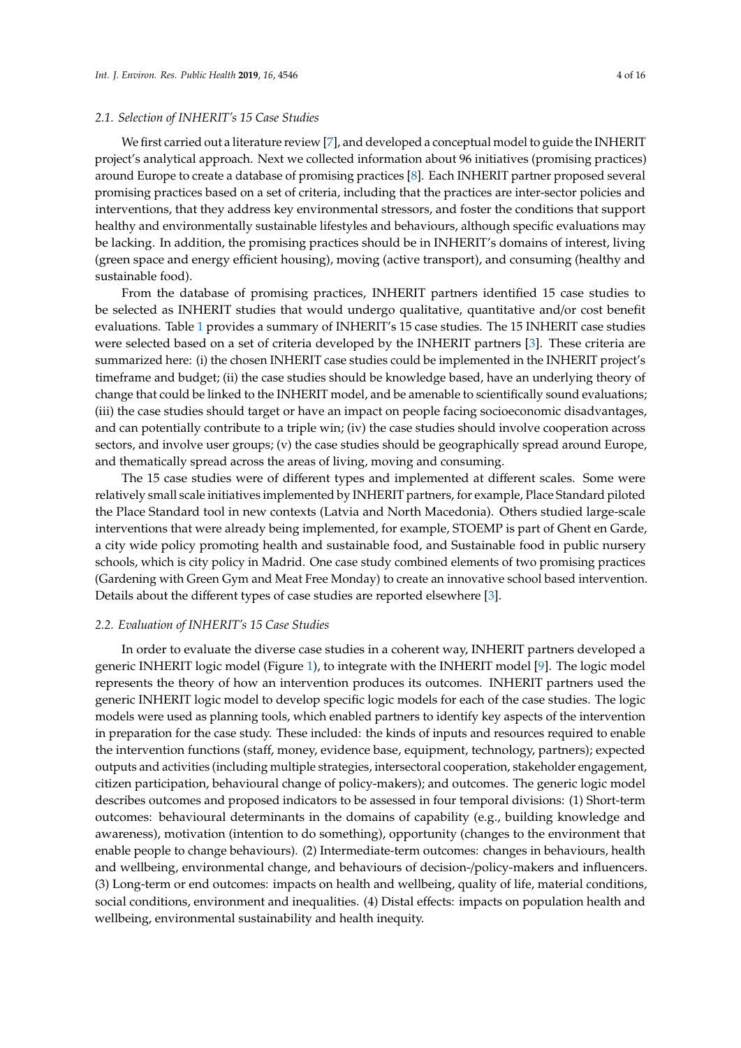### 2.1. Selection of INHERIT's 15 Case Studies

We first carried out a literature review [7], and developed a conceptual model to guide the INHERIT project's analytical approach. Next we collected information about 96 initiatives (promising practices) around Europe to create a database of promising practices [8]. Each INHERIT partner proposed several promising practices based on a set of criteria, including that the practices are inter-sector policies and interventions, that they address key environmental stressors, and foster the conditions that support healthy and environmentally sustainable lifestyles and behaviours, although specific evaluations may be lacking. In addition, the promising practices should be in INHERIT's domains of interest, living (green space and energy efficient housing), moving (active transport), and consuming (healthy and sustainable food).

From the database of promising practices, INHERIT partners identified 15 case studies to be selected as INHERIT studies that would undergo qualitative, quantitative and/or cost benefit evaluations. Table 1 provides a summary of INHERIT's 15 case studies. The 15 INHERIT case studies were selected based on a set of criteria developed by the INHERIT partners [3]. These criteria are summarized here: (i) the chosen INHERIT case studies could be implemented in the INHERIT project's timeframe and budget; (ii) the case studies should be knowledge based, have an underlying theory of change that could be linked to the INHERIT model, and be amenable to scientifically sound evaluations; (iii) the case studies should target or have an impact on people facing socioeconomic disadvantages, and can potentially contribute to a triple win; (iv) the case studies should involve cooperation across sectors, and involve user groups; (v) the case studies should be geographically spread around Europe, and thematically spread across the areas of living, moving and consuming.

The 15 case studies were of different types and implemented at different scales. Some were relatively small scale initiatives implemented by INHERIT partners, for example, Place Standard piloted the Place Standard tool in new contexts (Latvia and North Macedonia). Others studied large-scale interventions that were already being implemented, for example, STOEMP is part of Ghent en Garde, a city wide policy promoting health and sustainable food, and Sustainable food in public nursery schools, which is city policy in Madrid. One case study combined elements of two promising practices (Gardening with Green Gym and Meat Free Monday) to create an innovative school based intervention. Details about the different types of case studies are reported elsewhere [3].

### 2.2. Evaluation of INHERIT's 15 Case Studies

In order to evaluate the diverse case studies in a coherent way, INHERIT partners developed a generic INHERIT logic model (Figure 1), to integrate with the INHERIT model [9]. The logic model represents the theory of how an intervention produces its outcomes. INHERIT partners used the generic INHERIT logic model to develop specific logic models for each of the case studies. The logic models were used as planning tools, which enabled partners to identify key aspects of the intervention in preparation for the case study. These included: the kinds of inputs and resources required to enable the intervention functions (staff, money, evidence base, equipment, technology, partners); expected outputs and activities (including multiple strategies, intersectoral cooperation, stakeholder engagement, citizen participation, behavioural change of policy-makers); and outcomes. The generic logic model describes outcomes and proposed indicators to be assessed in four temporal divisions: (1) Short-term outcomes: behavioural determinants in the domains of capability (e.g., building knowledge and awareness), motivation (intention to do something), opportunity (changes to the environment that enable people to change behaviours). (2) Intermediate-term outcomes: changes in behaviours, health and wellbeing, environmental change, and behaviours of decision-/policy-makers and influencers. (3) Long-term or end outcomes: impacts on health and wellbeing, quality of life, material conditions, social conditions, environment and inequalities. (4) Distal effects: impacts on population health and wellbeing, environmental sustainability and health inequity.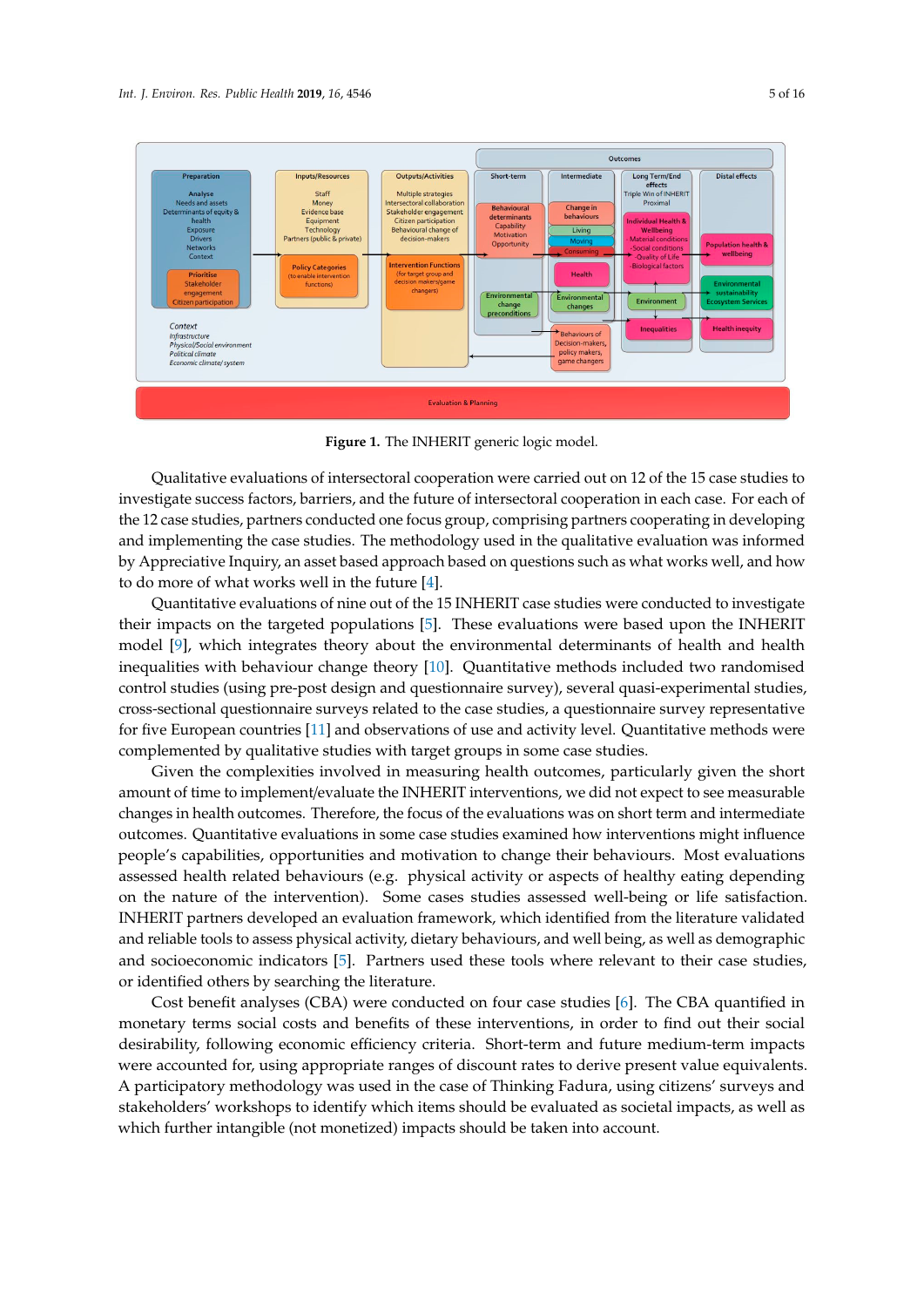**Figure 1.** The INHERIT generic logic model.

Qualitative evaluations of intersectoral cooperation were carried out on 12 of the 15 case studies to investigate success factors, barriers, and the future of intersectoral cooperation in each case. For each of the 12 case studies, partners conducted one focus group, comprising partners cooperating in developing and implementing the case studies. The methodology used in the qualitative evaluation was informed by Appreciative Inquiry, an asset based approach based on questions such as what works well, and how to do more of what works well in the future [4].

Quantitative evaluations of nine out of the 15 INHERIT case studies were conducted to investigate their impacts on the targeted populations [5]. These evaluations were based upon the INHERIT model [9], which integrates theory about the environmental determinants of health and health inequalities with behaviour change theory [10]. Quantitative methods included two randomised control studies (using pre-post design and questionnaire survey), several quasi-experimental studies, cross-sectional questionnaire surveys related to the case studies, a questionnaire survey representative for five European countries [11] and observations of use and activity level. Quantitative methods were complemented by qualitative studies with target groups in some case studies.

Given the complexities involved in measuring health outcomes, particularly given the short amount of time to implement/evaluate the INHERIT interventions, we did not expect to see measurable changes in health outcomes. Therefore, the focus of the evaluations was on short term and intermediate outcomes. Quantitative evaluations in some case studies examined how interventions might influence people's capabilities, opportunities and motivation to change their behaviours. Most evaluations assessed health related behaviours (e.g. physical activity or aspects of healthy eating depending on the nature of the intervention). Some cases studies assessed well-being or life satisfaction. INHERIT partners developed an evaluation framework, which identified from the literature validated and reliable tools to assess physical activity, dietary behaviours, and well being, as well as demographic and socioeconomic indicators [5]. Partners used these tools where relevant to their case studies, or identified others by searching the literature.

Cost benefit analyses (CBA) were conducted on four case studies [6]. The CBA quantified in monetary terms social costs and benefits of these interventions, in order to find out their social desirability, following economic efficiency criteria. Short-term and future medium-term impacts were accounted for, using appropriate ranges of discount rates to derive present value equivalents. A participatory methodology was used in the case of Thinking Fadura, using citizens' surveys and stakeholders' workshops to identify which items should be evaluated as societal impacts, as well as which further intangible (not monetized) impacts should be taken into account.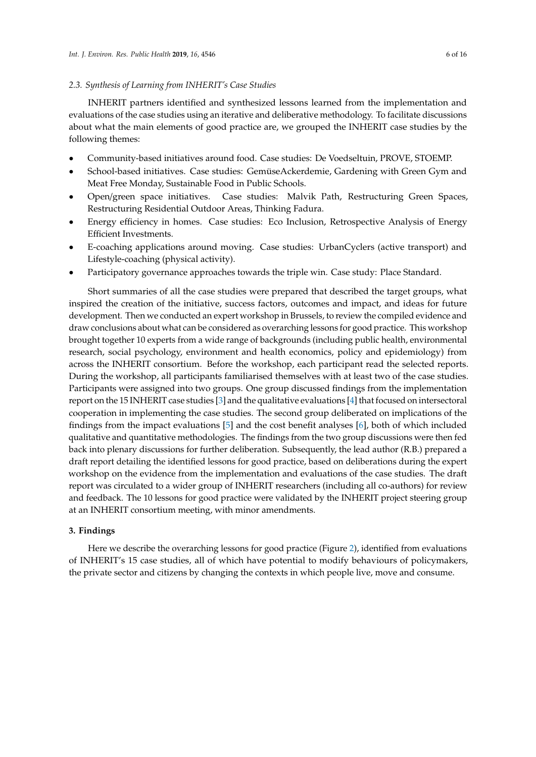### 2.3. Synthesis of Learning from INHERIT's Case Studies

INHERIT partners identified and synthesized lessons learned from the implementation and evaluations of the case studies using an iterative and deliberative methodology. To facilitate discussions about what the main elements of good practice are, we grouped the INHERIT case studies by the following themes:

- Community-based initiatives around food. Case studies: De Voedseltuin, PROVE, STOEMP.
- School-based initiatives. Case studies: GemüseAckerdemie, Gardening with Green Gym and Meat Free Monday, Sustainable Food in Public Schools.
- Open/green space initiatives. Case studies: Malvik Path, Restructuring Green Spaces, Restructuring Residential Outdoor Areas, Thinking Fadura.
- Energy efficiency in homes. Case studies: Eco Inclusion, Retrospective Analysis of Energy Efficient Investments.
- E-coaching applications around moving. Case studies: UrbanCyclers (active transport) and Lifestyle-coaching (physical activity).
- Participatory governance approaches towards the triple win. Case study: Place Standard.

Short summaries of all the case studies were prepared that described the target groups, what inspired the creation of the initiative, success factors, outcomes and impact, and ideas for future development. Then we conducted an expert workshop in Brussels, to review the compiled evidence and draw conclusions about what can be considered as overarching lessons for good practice. This workshop brought together 10 experts from a wide range of backgrounds (including public health, environmental research, social psychology, environment and health economics, policy and epidemiology) from across the INHERIT consortium. Before the workshop, each participant read the selected reports. During the workshop, all participants familiarised themselves with at least two of the case studies. Participants were assigned into two groups. One group discussed findings from the implementation report on the 15 INHERIT case studies [3] and the qualitative evaluations [4] that focused on intersectoral cooperation in implementing the case studies. The second group deliberated on implications of the findings from the impact evaluations [5] and the cost benefit analyses [6], both of which included qualitative and quantitative methodologies. The findings from the two group discussions were then fed back into plenary discussions for further deliberation. Subsequently, the lead author (R.B.) prepared a draft report detailing the identified lessons for good practice, based on deliberations during the expert workshop on the evidence from the implementation and evaluations of the case studies. The draft report was circulated to a wider group of INHERIT researchers (including all co-authors) for review and feedback. The 10 lessons for good practice were validated by the INHERIT project steering group at an INHERIT consortium meeting, with minor amendments.

## 3. Findings

Here we describe the overarching lessons for good practice (Figure 2), identified from evaluations of INHERIT's 15 case studies, all of which have potential to modify behaviours of policymakers, the private sector and citizens by changing the contexts in which people live, move and consume.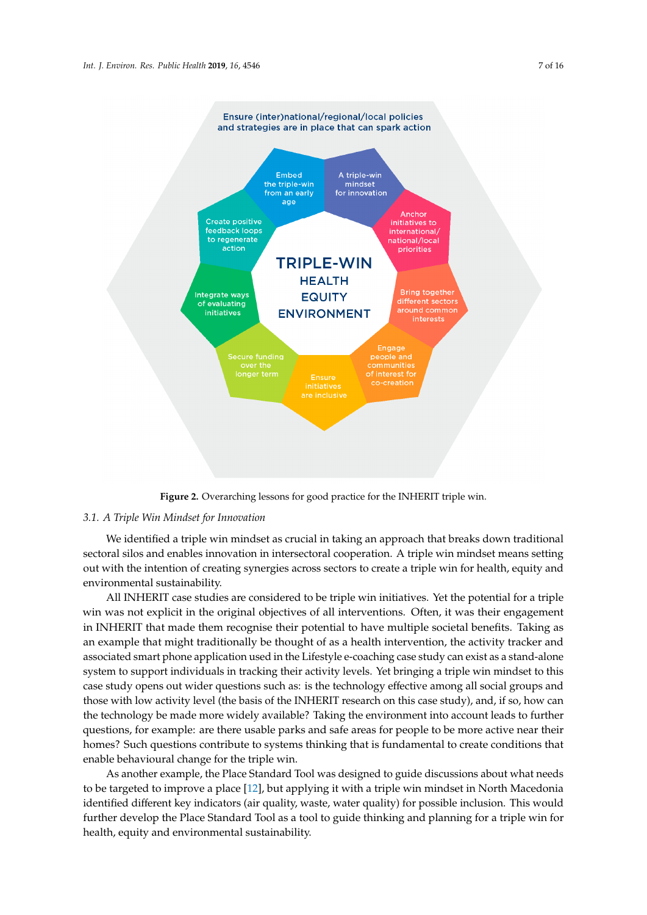Figure 2. Overarching lessons for good practice for the INHERIT triple win.

### 3.1. *A Triple Win Mindset for Innovation*

We identified a triple win mindset as crucial in taking an approach that breaks down traditional sectoral silos and enables innovation in intersectoral cooperation. A triple win mindset means setting out with the intention of creating synergies across sectors to create a triple win for health, equity and environmental sustainability.

All INHERIT case studies are considered to be triple win initiatives. Yet the potential for a triple win was not explicit in the original objectives of all interventions. Often, it was their engagement in INHERIT that made them recognise their potential to have multiple societal benefits. Taking as an example that might traditionally be thought of as a health intervention, the activity tracker and associated smart phone application used in the Lifestyle e-coaching case study can exist as a stand-alone system to support individuals in tracking their activity levels. Yet bringing a triple win mindset to this case study opens out wider questions such as: is the technology effective among all social groups and those with low activity level (the basis of the INHERIT research on this case study), and, if so, how can the technology be made more widely available? Taking the environment into account leads to further questions, for example: are there usable parks and safe areas for people to be more active near their homes? Such questions contribute to systems thinking that is fundamental to create conditions that enable behavioural change for the triple win.

As another example, the Place Standard Tool was designed to guide discussions about what needs to be targeted to improve a place [12], but applying it with a triple win mindset in North Macedonia identified different key indicators (air quality, waste, water quality) for possible inclusion. This would further develop the Place Standard Tool as a tool to guide thinking and planning for a triple win for health, equity and environmental sustainability.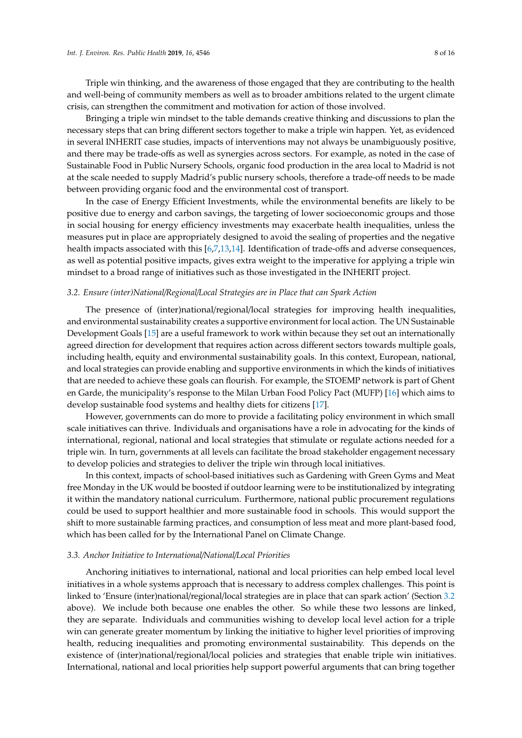Triple win thinking, and the awareness of those engaged that they are contributing to the health and well-being of community members as well as to broader ambitions related to the urgent climate crisis, can strengthen the commitment and motivation for action of those involved.

Bringing a triple win mindset to the table demands creative thinking and discussions to plan the necessary steps that can bring different sectors together to make a triple win happen. Yet, as evidenced in several INHERIT case studies, impacts of interventions may not always be unambiguously positive, and there may be trade-offs as well as synergies across sectors. For example, as noted in the case of Sustainable Food in Public Nursery Schools, organic food production in the area local to Madrid is not at the scale needed to supply Madrid's public nursery schools, therefore a trade-off needs to be made between providing organic food and the environmental cost of transport.

In the case of Energy Efficient Investments, while the environmental benefits are likely to be positive due to energy and carbon savings, the targeting of lower socioeconomic groups and those in social housing for energy efficiency investments may exacerbate health inequalities, unless the measures put in place are appropriately designed to avoid the sealing of properties and the negative health impacts associated with this [6,7,13,14]. Identification of trade-offs and adverse consequences, as well as potential positive impacts, gives extra weight to the imperative for applying a triple win mindset to a broad range of initiatives such as those investigated in the INHERIT project.

### *3.2. Ensure (inter)National/Regional/Local Strategies are in Place that can Spark Action*

The presence of (inter)national/regional/local strategies for improving health inequalities, and environmental sustainability creates a supportive environment for local action. The UN Sustainable Development Goals [15] are a useful framework to work within because they set out an internationally agreed direction for development that requires action across different sectors towards multiple goals, including health, equity and environmental sustainability goals. In this context, European, national, and local strategies can provide enabling and supportive environments in which the kinds of initiatives that are needed to achieve these goals can flourish. For example, the STOEMP network is part of Ghent en Garde, the municipality's response to the Milan Urban Food Policy Pact (MUFP) [16] which aims to develop sustainable food systems and healthy diets for citizens [17].

However, governments can do more to provide a facilitating policy environment in which small scale initiatives can thrive. Individuals and organisations have a role in advocating for the kinds of international, regional, national and local strategies that stimulate or regulate actions needed for a triple win. In turn, governments at all levels can facilitate the broad stakeholder engagement necessary to develop policies and strategies to deliver the triple win through local initiatives.

In this context, impacts of school-based initiatives such as Gardening with Green Gyms and Meat free Monday in the UK would be boosted if outdoor learning were to be institutionalized by integrating it within the mandatory national curriculum. Furthermore, national public procurement regulations could be used to support healthier and more sustainable food in schools. This would support the shift to more sustainable farming practices, and consumption of less meat and more plant-based food, which has been called for by the International Panel on Climate Change.

### *3.3. Anchor Initiative to International/National/Local Priorities*

Anchoring initiatives to international, national and local priorities can help embed local level initiatives in a whole systems approach that is necessary to address complex challenges. This point is linked to 'Ensure (inter)national/regional/local strategies are in place that can spark action' (Section 3.2 above). We include both because one enables the other. So while these two lessons are linked, they are separate. Individuals and communities wishing to develop local level action for a triple win can generate greater momentum by linking the initiative to higher level priorities of improving health, reducing inequalities and promoting environmental sustainability. This depends on the existence of (inter)national/regional/local policies and strategies that enable triple win initiatives. International, national and local priorities help support powerful arguments that can bring together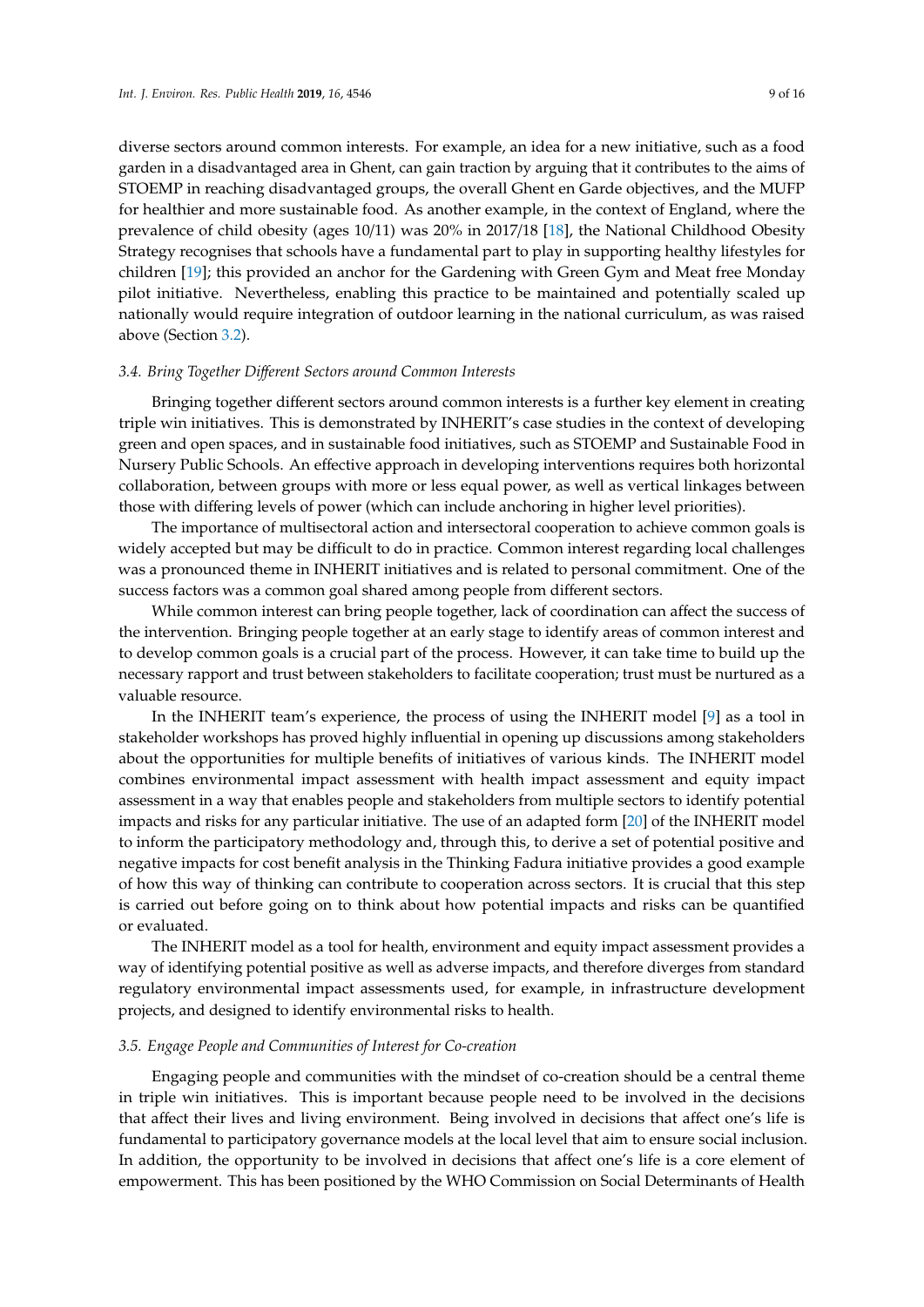diverse sectors around common interests. For example, an idea for a new initiative, such as a food garden in a disadvantaged area in Ghent, can gain traction by arguing that it contributes to the aims of STOEMP in reaching disadvantaged groups, the overall Ghent en Garde objectives, and the MUFP for healthier and more sustainable food. As another example, in the context of England, where the prevalence of child obesity (ages 10/11) was 20% in 2017/18 [18], the National Childhood Obesity Strategy recognises that schools have a fundamental part to play in supporting healthy lifestyles for children [19]; this provided an anchor for the Gardening with Green Gym and Meat free Monday pilot initiative. Nevertheless, enabling this practice to be maintained and potentially scaled up nationally would require integration of outdoor learning in the national curriculum, as was raised above (Section 3.2).

### 3.4. Bring Together Different Sectors around Common Interests

Bringing together different sectors around common interests is a further key element in creating triple win initiatives. This is demonstrated by INHERIT's case studies in the context of developing green and open spaces, and in sustainable food initiatives, such as STOEMP and Sustainable Food in Nursery Public Schools. An effective approach in developing interventions requires both horizontal collaboration, between groups with more or less equal power, as well as vertical linkages between those with differing levels of power (which can include anchoring in higher level priorities).

The importance of multisectoral action and intersectoral cooperation to achieve common goals is widely accepted but may be difficult to do in practice. Common interest regarding local challenges was a pronounced theme in INHERIT initiatives and is related to personal commitment. One of the success factors was a common goal shared among people from different sectors.

While common interest can bring people together, lack of coordination can affect the success of the intervention. Bringing people together at an early stage to identify areas of common interest and to develop common goals is a crucial part of the process. However, it can take time to build up the necessary rapport and trust between stakeholders to facilitate cooperation; trust must be nurtured as a valuable resource.

In the INHERIT team's experience, the process of using the INHERIT model [9] as a tool in stakeholder workshops has proved highly influential in opening up discussions among stakeholders about the opportunities for multiple benefits of initiatives of various kinds. The INHERIT model combines environmental impact assessment with health impact assessment and equity impact assessment in a way that enables people and stakeholders from multiple sectors to identify potential impacts and risks for any particular initiative. The use of an adapted form [20] of the INHERIT model to inform the participatory methodology and, through this, to derive a set of potential positive and negative impacts for cost benefit analysis in the Thinking Fadura initiative provides a good example of how this way of thinking can contribute to cooperation across sectors. It is crucial that this step is carried out before going on to think about how potential impacts and risks can be quantified or evaluated.

The INHERIT model as a tool for health, environment and equity impact assessment provides a way of identifying potential positive as well as adverse impacts, and therefore diverges from standard regulatory environmental impact assessments used, for example, in infrastructure development projects, and designed to identify environmental risks to health.

### 3.5. Engage People and Communities of Interest for Co-creation

Engaging people and communities with the mindset of co-creation should be a central theme in triple win initiatives. This is important because people need to be involved in the decisions that affect their lives and living environment. Being involved in decisions that affect one's life is fundamental to participatory governance models at the local level that aim to ensure social inclusion. In addition, the opportunity to be involved in decisions that affect one's life is a core element of empowerment. This has been positioned by the WHO Commission on Social Determinants of Health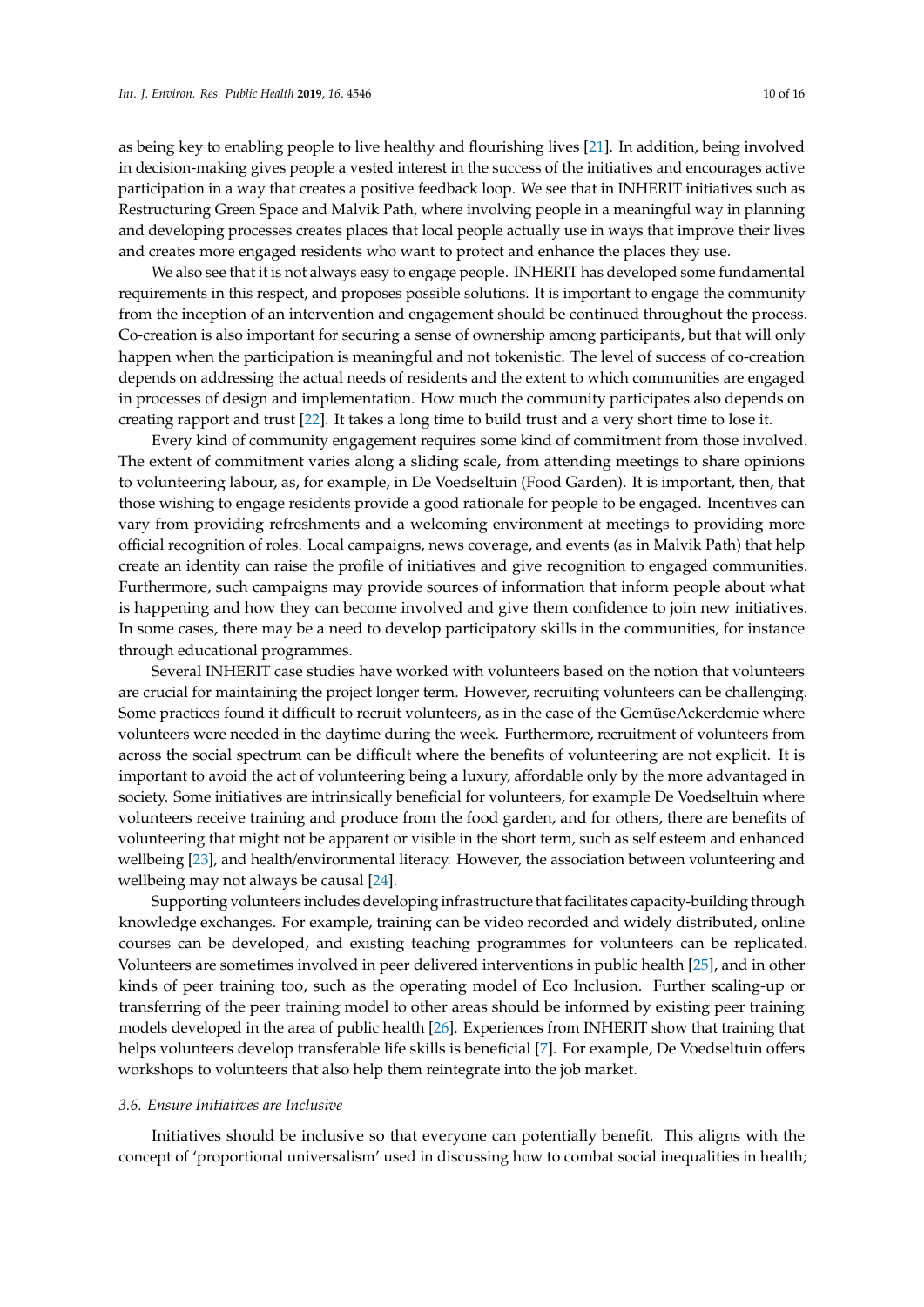as being key to enabling people to live healthy and flourishing lives [21]. In addition, being involved in decision-making gives people a vested interest in the success of the initiatives and encourages active participation in a way that creates a positive feedback loop. We see that in INHERIT initiatives such as Restructuring Green Space and Malvik Path, where involving people in a meaningful way in planning and developing processes creates places that local people actually use in ways that improve their lives and creates more engaged residents who want to protect and enhance the places they use.

We also see that it is not always easy to engage people. INHERIT has developed some fundamental requirements in this respect, and proposes possible solutions. It is important to engage the community from the inception of an intervention and engagement should be continued throughout the process. Co-creation is also important for securing a sense of ownership among participants, but that will only happen when the participation is meaningful and not tokenistic. The level of success of co-creation depends on addressing the actual needs of residents and the extent to which communities are engaged in processes of design and implementation. How much the community participates also depends on creating rapport and trust [22]. It takes a long time to build trust and a very short time to lose it.

Every kind of community engagement requires some kind of commitment from those involved. The extent of commitment varies along a sliding scale, from attending meetings to share opinions to volunteering labour, as, for example, in De Voedseltuin (Food Garden). It is important, then, that those wishing to engage residents provide a good rationale for people to be engaged. Incentives can vary from providing refreshments and a welcoming environment at meetings to providing more official recognition of roles. Local campaigns, news coverage, and events (as in Malvik Path) that help create an identity can raise the profile of initiatives and give recognition to engaged communities. Furthermore, such campaigns may provide sources of information that inform people about what is happening and how they can become involved and give them confidence to join new initiatives. In some cases, there may be a need to develop participatory skills in the communities, for instance through educational programmes.

Several INHERIT case studies have worked with volunteers based on the notion that volunteers are crucial for maintaining the project longer term. However, recruiting volunteers can be challenging. Some practices found it difficult to recruit volunteers, as in the case of the GemüseAckerdemie where volunteers were needed in the daytime during the week. Furthermore, recruitment of volunteers from across the social spectrum can be difficult where the benefits of volunteering are not explicit. It is important to avoid the act of volunteering being a luxury, affordable only by the more advantaged in society. Some initiatives are intrinsically beneficial for volunteers, for example De Voedseltuin where volunteers receive training and produce from the food garden, and for others, there are benefits of volunteering that might not be apparent or visible in the short term, such as self esteem and enhanced wellbeing [23], and health/environmental literacy. However, the association between volunteering and wellbeing may not always be causal [24].

Supporting volunteers includes developing infrastructure that facilitates capacity-building through knowledge exchanges. For example, training can be video recorded and widely distributed, online courses can be developed, and existing teaching programmes for volunteers can be replicated. Volunteers are sometimes involved in peer delivered interventions in public health [25], and in other kinds of peer training too, such as the operating model of Eco Inclusion. Further scaling-up or transferring of the peer training model to other areas should be informed by existing peer training models developed in the area of public health [26]. Experiences from INHERIT show that training that helps volunteers develop transferable life skills is beneficial [7]. For example, De Voedseltuin offers workshops to volunteers that also help them reintegrate into the job market.

### 3.6. Ensure Initiatives are Inclusive

Initiatives should be inclusive so that everyone can potentially benefit. This aligns with the concept of 'proportional universalism' used in discussing how to combat social inequalities in health;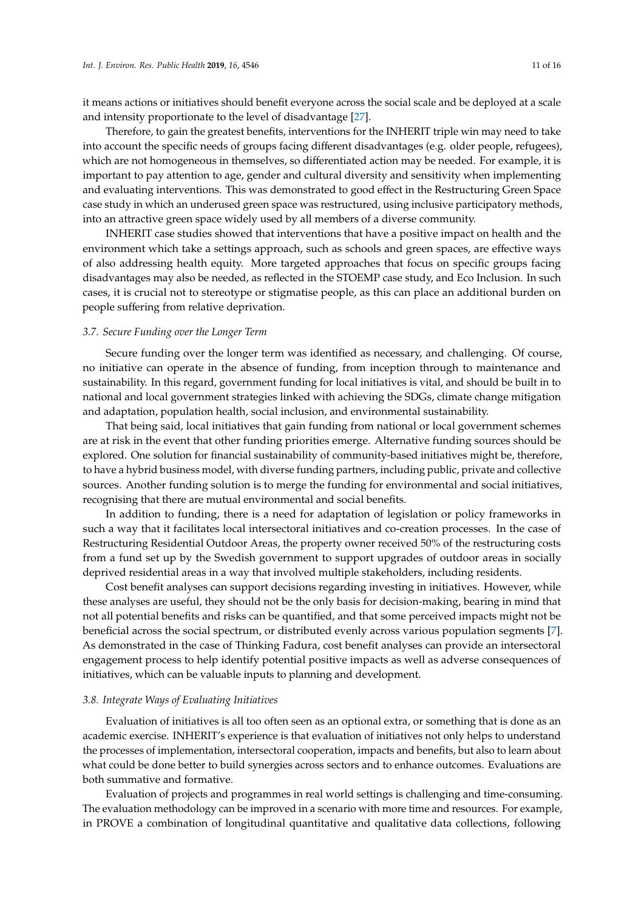it means actions or initiatives should benefit everyone across the social scale and be deployed at a scale and intensity proportionate to the level of disadvantage [27].

Therefore, to gain the greatest benefits, interventions for the INHERIT triple win may need to take into account the specific needs of groups facing different disadvantages (e.g. older people, refugees), which are not homogeneous in themselves, so differentiated action may be needed. For example, it is important to pay attention to age, gender and cultural diversity and sensitivity when implementing and evaluating interventions. This was demonstrated to good effect in the Restructuring Green Space case study in which an underused green space was restructured, using inclusive participatory methods, into an attractive green space widely used by all members of a diverse community.

INHERIT case studies showed that interventions that have a positive impact on health and the environment which take a settings approach, such as schools and green spaces, are effective ways of also addressing health equity. More targeted approaches that focus on specific groups facing disadvantages may also be needed, as reflected in the STOEMP case study, and Eco Inclusion. In such cases, it is crucial not to stereotype or stigmatise people, as this can place an additional burden on people suffering from relative deprivation.

### 3.7. Secure Funding over the Longer Term

Secure funding over the longer term was identified as necessary, and challenging. Of course, no initiative can operate in the absence of funding, from inception through to maintenance and sustainability. In this regard, government funding for local initiatives is vital, and should be built in to national and local government strategies linked with achieving the SDGs, climate change mitigation and adaptation, population health, social inclusion, and environmental sustainability.

That being said, local initiatives that gain funding from national or local government schemes are at risk in the event that other funding priorities emerge. Alternative funding sources should be explored. One solution for financial sustainability of community-based initiatives might be, therefore, to have a hybrid business model, with diverse funding partners, including public, private and collective sources. Another funding solution is to merge the funding for environmental and social initiatives, recognising that there are mutual environmental and social benefits.

In addition to funding, there is a need for adaptation of legislation or policy frameworks in such a way that it facilitates local intersectoral initiatives and co-creation processes. In the case of Restructuring Residential Outdoor Areas, the property owner received 50% of the restructuring costs from a fund set up by the Swedish government to support upgrades of outdoor areas in socially deprived residential areas in a way that involved multiple stakeholders, including residents.

Cost benefit analyses can support decisions regarding investing in initiatives. However, while these analyses are useful, they should not be the only basis for decision-making, bearing in mind that not all potential benefits and risks can be quantified, and that some perceived impacts might not be beneficial across the social spectrum, or distributed evenly across various population segments [7]. As demonstrated in the case of Thinking Fadura, cost benefit analyses can provide an intersectoral engagement process to help identify potential positive impacts as well as adverse consequences of initiatives, which can be valuable inputs to planning and development.

### 3.8. Integrate Ways of Evaluating Initiatives

Evaluation of initiatives is all too often seen as an optional extra, or something that is done as an academic exercise. INHERIT's experience is that evaluation of initiatives not only helps to understand the processes of implementation, intersectoral cooperation, impacts and benefits, but also to learn about what could be done better to build synergies across sectors and to enhance outcomes. Evaluations are both summative and formative.

Evaluation of projects and programmes in real world settings is challenging and time-consuming. The evaluation methodology can be improved in a scenario with more time and resources. For example, in PROVE a combination of longitudinal quantitative and qualitative data collections, following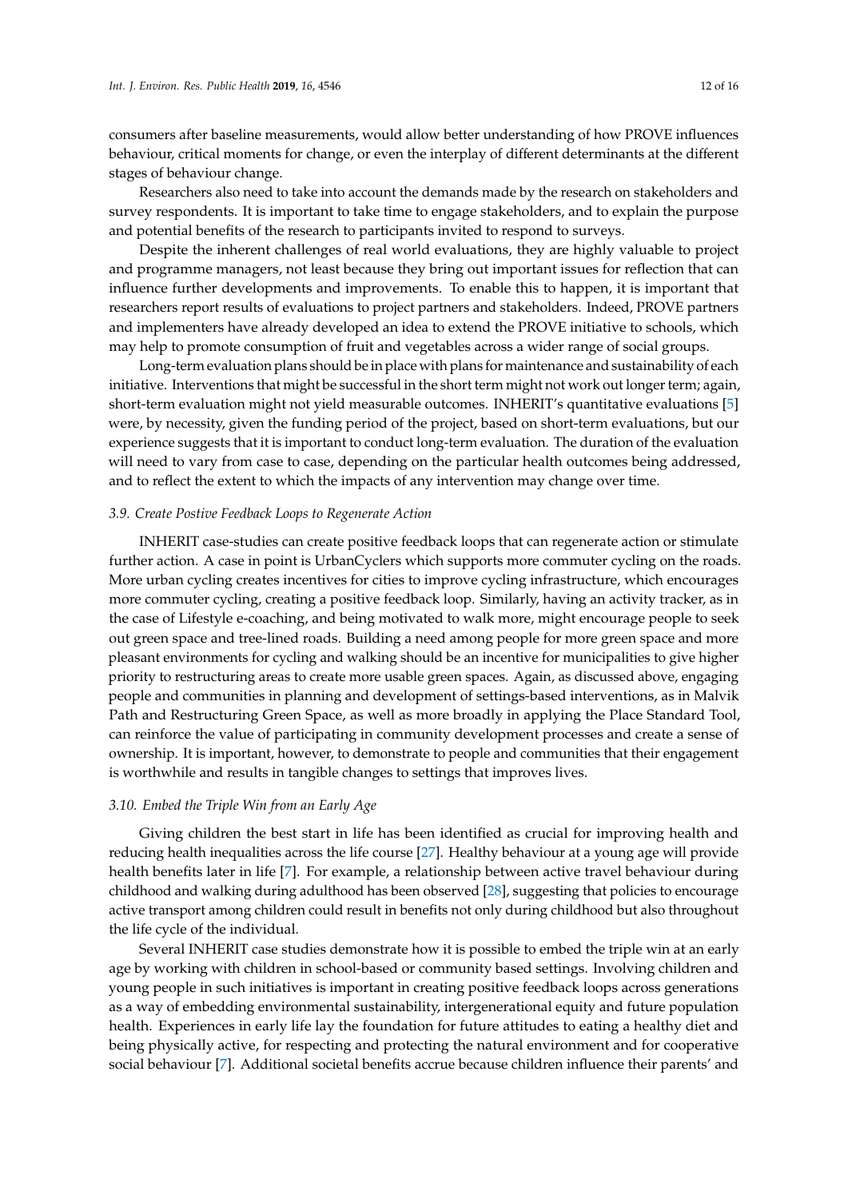consumers after baseline measurements, would allow better understanding of how PROVE influences behaviour, critical moments for change, or even the interplay of different determinants at the different stages of behaviour change.

Researchers also need to take into account the demands made by the research on stakeholders and survey respondents. It is important to take time to engage stakeholders, and to explain the purpose and potential benefits of the research to participants invited to respond to surveys.

Despite the inherent challenges of real world evaluations, they are highly valuable to project and programme managers, not least because they bring out important issues for reflection that can influence further developments and improvements. To enable this to happen, it is important that researchers report results of evaluations to project partners and stakeholders. Indeed, PROVE partners and implementers have already developed an idea to extend the PROVE initiative to schools, which may help to promote consumption of fruit and vegetables across a wider range of social groups.

Long-term evaluation plans should be in place with plans for maintenance and sustainability of each initiative. Interventions that might be successful in the short term might not work out longer term; again, short-term evaluation might not yield measurable outcomes. INHERIT's quantitative evaluations [5] were, by necessity, given the funding period of the project, based on short-term evaluations, but our experience suggests that it is important to conduct long-term evaluation. The duration of the evaluation will need to vary from case to case, depending on the particular health outcomes being addressed, and to reflect the extent to which the impacts of any intervention may change over time.

### *3.9. Create Postive Feedback Loops to Regenerate Action*

INHERIT case-studies can create positive feedback loops that can regenerate action or stimulate further action. A case in point is UrbanCyclers which supports more commuter cycling on the roads. More urban cycling creates incentives for cities to improve cycling infrastructure, which encourages more commuter cycling, creating a positive feedback loop. Similarly, having an activity tracker, as in the case of Lifestyle e-coaching, and being motivated to walk more, might encourage people to seek out green space and tree-lined roads. Building a need among people for more green space and more pleasant environments for cycling and walking should be an incentive for municipalities to give higher priority to restructuring areas to create more usable green spaces. Again, as discussed above, engaging people and communities in planning and development of settings-based interventions, as in Malvik Path and Restructuring Green Space, as well as more broadly in applying the Place Standard Tool, can reinforce the value of participating in community development processes and create a sense of ownership. It is important, however, to demonstrate to people and communities that their engagement is worthwhile and results in tangible changes to settings that improves lives.

### *3.10. Embed the Triple Win from an Early Age*

Giving children the best start in life has been identified as crucial for improving health and reducing health inequalities across the life course [27]. Healthy behaviour at a young age will provide health benefits later in life [7]. For example, a relationship between active travel behaviour during childhood and walking during adulthood has been observed [28], suggesting that policies to encourage active transport among children could result in benefits not only during childhood but also throughout the life cycle of the individual.

Several INHERIT case studies demonstrate how it is possible to embed the triple win at an early age by working with children in school-based or community based settings. Involving children and young people in such initiatives is important in creating positive feedback loops across generations as a way of embedding environmental sustainability, intergenerational equity and future population health. Experiences in early life lay the foundation for future attitudes to eating a healthy diet and being physically active, for respecting and protecting the natural environment and for cooperative social behaviour [7]. Additional societal benefits accrue because children influence their parents' and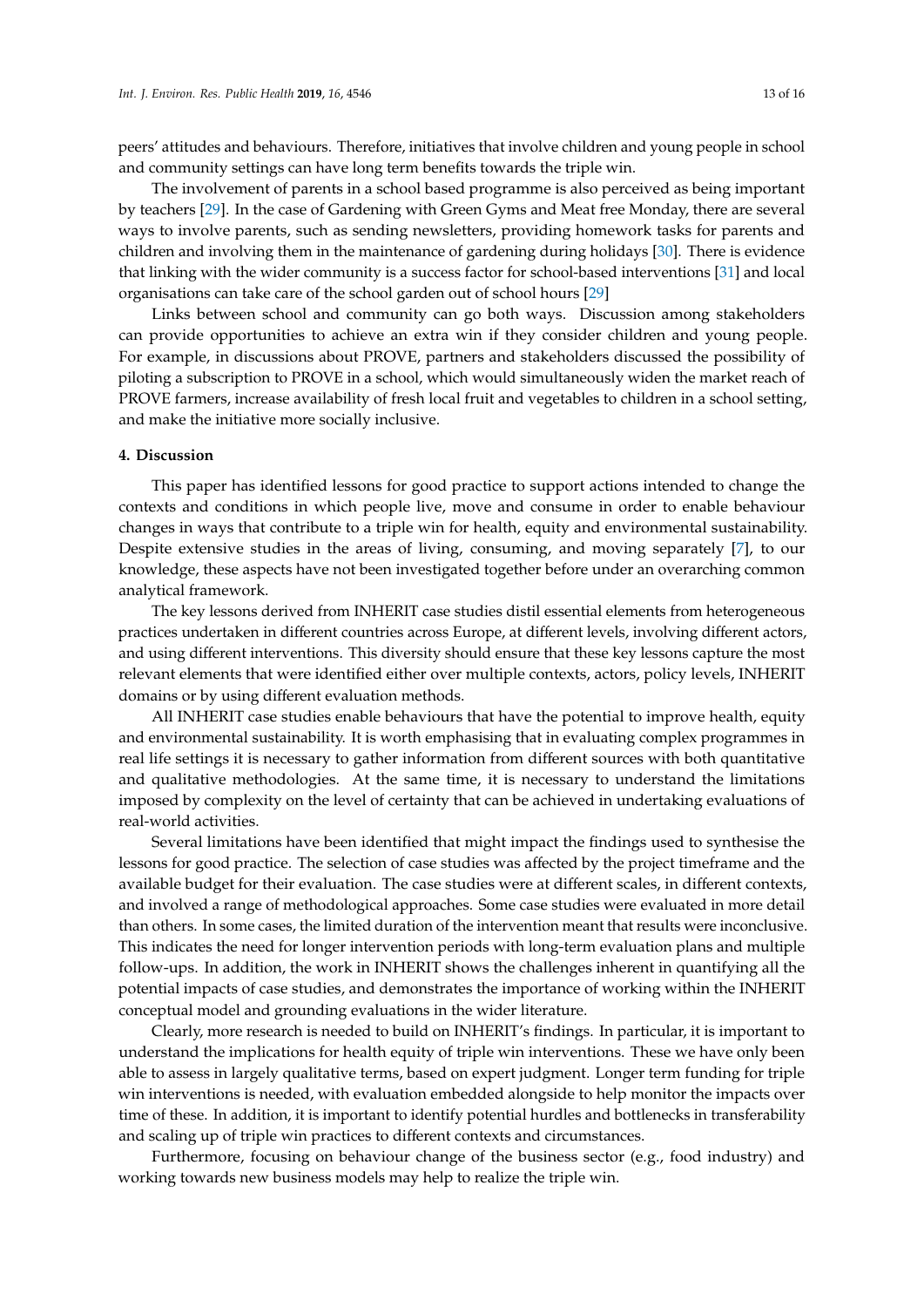peers' attitudes and behaviours. Therefore, initiatives that involve children and young people in school and community settings can have long term benefits towards the triple win.

The involvement of parents in a school based programme is also perceived as being important by teachers [29]. In the case of Gardening with Green Gyms and Meat free Monday, there are several ways to involve parents, such as sending newsletters, providing homework tasks for parents and children and involving them in the maintenance of gardening during holidays [30]. There is evidence that linking with the wider community is a success factor for school-based interventions [31] and local organisations can take care of the school garden out of school hours [29]

Links between school and community can go both ways. Discussion among stakeholders can provide opportunities to achieve an extra win if they consider children and young people. For example, in discussions about PROVE, partners and stakeholders discussed the possibility of piloting a subscription to PROVE in a school, which would simultaneously widen the market reach of PROVE farmers, increase availability of fresh local fruit and vegetables to children in a school setting, and make the initiative more socially inclusive.

## 4. Discussion

This paper has identified lessons for good practice to support actions intended to change the contexts and conditions in which people live, move and consume in order to enable behaviour changes in ways that contribute to a triple win for health, equity and environmental sustainability. Despite extensive studies in the areas of living, consuming, and moving separately [7], to our knowledge, these aspects have not been investigated together before under an overarching common analytical framework.

The key lessons derived from INHERIT case studies distil essential elements from heterogeneous practices undertaken in different countries across Europe, at different levels, involving different actors, and using different interventions. This diversity should ensure that these key lessons capture the most relevant elements that were identified either over multiple contexts, actors, policy levels, INHERIT domains or by using different evaluation methods.

All INHERIT case studies enable behaviours that have the potential to improve health, equity and environmental sustainability. It is worth emphasising that in evaluating complex programmes in real life settings it is necessary to gather information from different sources with both quantitative and qualitative methodologies. At the same time, it is necessary to understand the limitations imposed by complexity on the level of certainty that can be achieved in undertaking evaluations of real-world activities.

Several limitations have been identified that might impact the findings used to synthesise the lessons for good practice. The selection of case studies was affected by the project timeframe and the available budget for their evaluation. The case studies were at different scales, in different contexts, and involved a range of methodological approaches. Some case studies were evaluated in more detail than others. In some cases, the limited duration of the intervention meant that results were inconclusive. This indicates the need for longer intervention periods with long-term evaluation plans and multiple follow-ups. In addition, the work in INHERIT shows the challenges inherent in quantifying all the potential impacts of case studies, and demonstrates the importance of working within the INHERIT conceptual model and grounding evaluations in the wider literature.

Clearly, more research is needed to build on INHERIT's findings. In particular, it is important to understand the implications for health equity of triple win interventions. These we have only been able to assess in largely qualitative terms, based on expert judgment. Longer term funding for triple win interventions is needed, with evaluation embedded alongside to help monitor the impacts over time of these. In addition, it is important to identify potential hurdles and bottlenecks in transferability and scaling up of triple win practices to different contexts and circumstances.

Furthermore, focusing on behaviour change of the business sector (e.g., food industry) and working towards new business models may help to realize the triple win.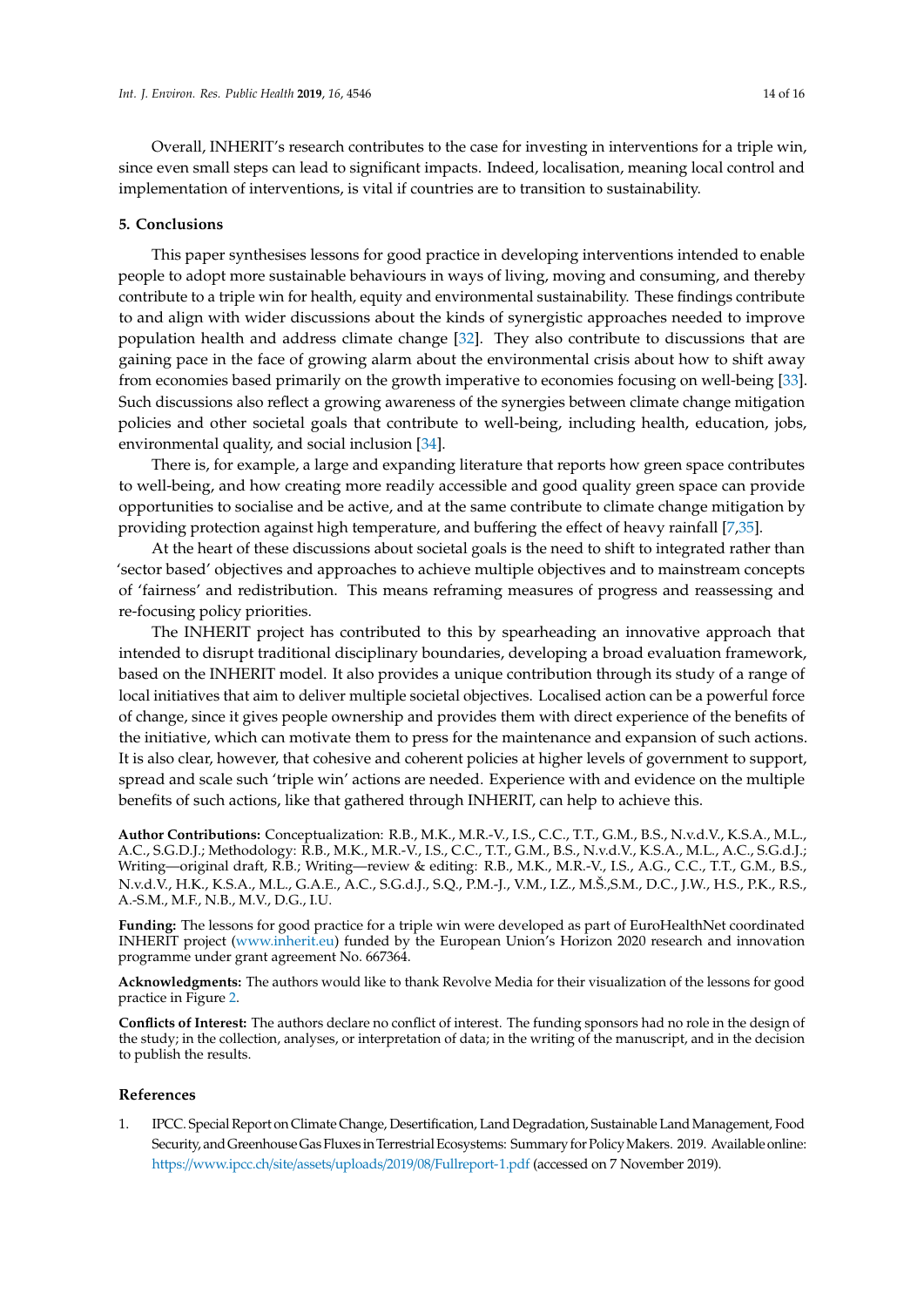Overall, INHERIT's research contributes to the case for investing in interventions for a triple win, since even small steps can lead to significant impacts. Indeed, localisation, meaning local control and implementation of interventions, is vital if countries are to transition to sustainability.

## 5. Conclusions

This paper synthesises lessons for good practice in developing interventions intended to enable people to adopt more sustainable behaviours in ways of living, moving and consuming, and thereby contribute to a triple win for health, equity and environmental sustainability. These findings contribute to and align with wider discussions about the kinds of synergistic approaches needed to improve population health and address climate change [32]. They also contribute to discussions that are gaining pace in the face of growing alarm about the environmental crisis about how to shift away from economies based primarily on the growth imperative to economies focusing on well-being [33]. Such discussions also reflect a growing awareness of the synergies between climate change mitigation policies and other societal goals that contribute to well-being, including health, education, jobs, environmental quality, and social inclusion [34].

There is, for example, a large and expanding literature that reports how green space contributes to well-being, and how creating more readily accessible and good quality green space can provide opportunities to socialise and be active, and at the same contribute to climate change mitigation by providing protection against high temperature, and buffering the effect of heavy rainfall [7,35].

At the heart of these discussions about societal goals is the need to shift to integrated rather than 'sector based' objectives and approaches to achieve multiple objectives and to mainstream concepts of 'fairness' and redistribution. This means reframing measures of progress and reassessing and re-focusing policy priorities.

The INHERIT project has contributed to this by spearheading an innovative approach that intended to disrupt traditional disciplinary boundaries, developing a broad evaluation framework, based on the INHERIT model. It also provides a unique contribution through its study of a range of local initiatives that aim to deliver multiple societal objectives. Localised action can be a powerful force of change, since it gives people ownership and provides them with direct experience of the benefits of the initiative, which can motivate them to press for the maintenance and expansion of such actions. It is also clear, however, that cohesive and coherent policies at higher levels of government to support, spread and scale such 'triple win' actions are needed. Experience with and evidence on the multiple benefits of such actions, like that gathered through INHERIT, can help to achieve this.

**Author Contributions:** Conceptualization: R.B., M.K., M.R.-V., I.S., C.C., T.T., G.M., B.S., N.v.d.V., K.S.A., M.L., A.C., S.G.D.J.; Methodology: R.B., M.K., M.R.-V., I.S., C.C., T.T., G.M., B.S., N.v.d.V., K.S.A., M.L., A.C., S.G.d.J.; Writing—original draft, R.B.; Writing—review & editing: R.B., M.K., M.R.-V., I.S., A.G., C.C., T.T., G.M., B.S., N.v.d.V., H.K., K.S.A., M.L., G.A.E., A.C., S.G.d.J., S.Q., P.M.-J., V.M., I.Z., M.Š.,S.M., D.C., J.W., H.S., P.K., R.S., A.-S.M., M.F., N.B., M.V., D.G., I.U.

**Funding:** The lessons for good practice for a triple win were developed as part of EuroHealthNet coordinated INHERIT project (www.inherit.eu) funded by the European Union's Horizon 2020 research and innovation programme under grant agreement No. 667364.

**Acknowledgments:** The authors would like to thank Revolve Media for their visualization of the lessons for good practice in Figure 2.

**Conflicts of Interest:** The authors declare no conflict of interest. The funding sponsors had no role in the design of the study; in the collection, analyses, or interpretation of data; in the writing of the manuscript, and in the decision to publish the results.

## References

1. IPCC. Special Report on Climate Change, Desertification, Land Degradation, Sustainable Land Management, Food Security, and Greenhouse Gas Fluxes in Terrestrial Ecosystems: Summary for Policy Makers. 2019. Available online: https://www.ipcc.ch/site/assets/uploads/2019/08/Fullreport-1.pdf (accessed on 7 November 2019).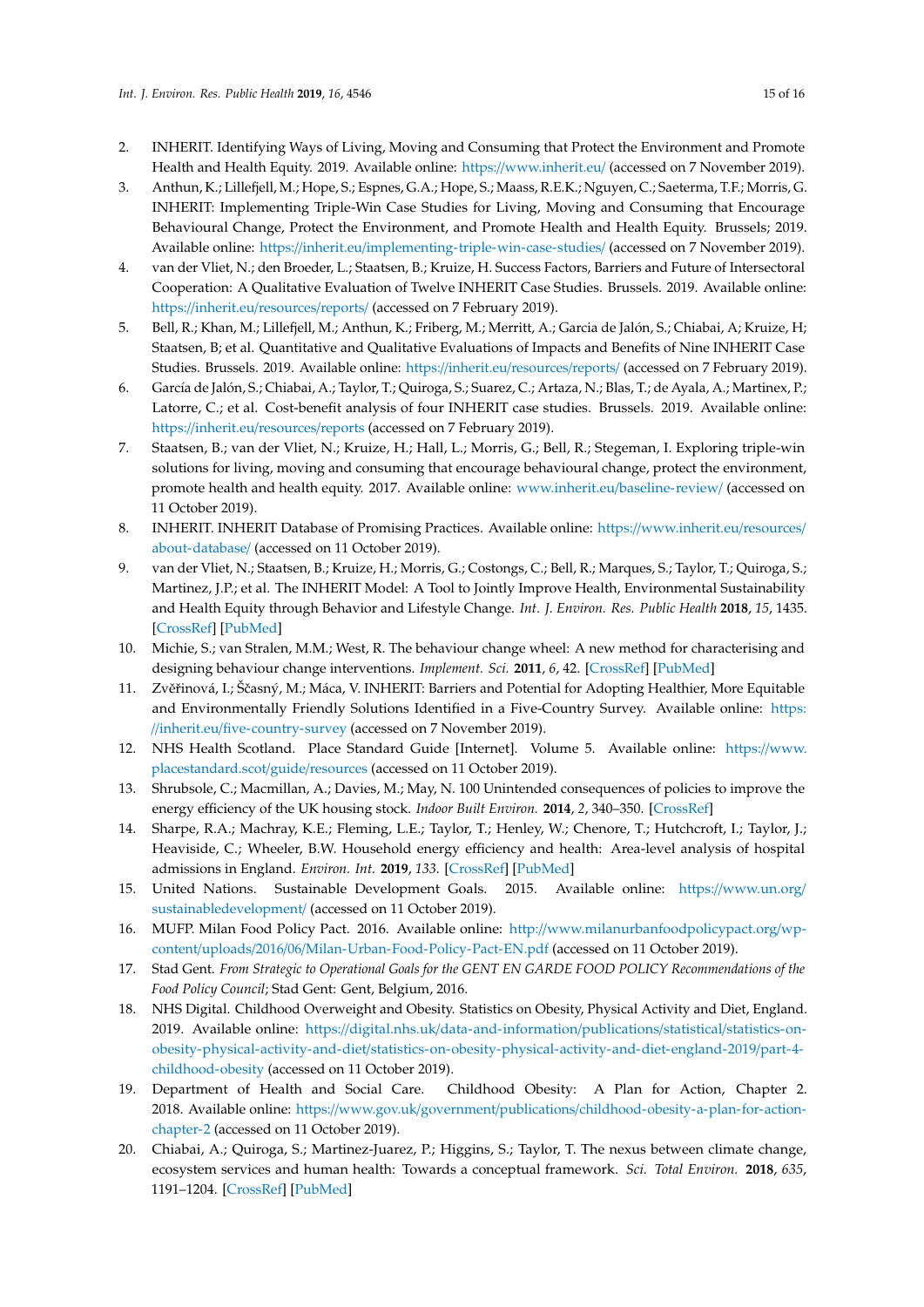2. INHERIT. Identifying Ways of Living, Moving and Consuming that Protect the Environment and Promote Health and Health Equity. 2019. Available online: https://www.inherit.eu/ (accessed on 7 November 2019).
3. Anthun, K.; Lillefjell, M.; Hope, S.; Espnes, G.A.; Hope, S.; Maass, R.E.K.; Nguyen, C.; Saeterma, T.F.; Morris, G. INHERIT: Implementing Triple-Win Case Studies for Living, Moving and Consuming that Encourage Behavioural Change, Protect the Environment, and Promote Health and Health Equity. Brussels; 2019. Available online: https://inherit.eu/implementing-triple-win-case-studies/ (accessed on 7 November 2019).
4. van der Vliet, N.; den Broeder, L.; Staatsen, B.; Kruize, H. Success Factors, Barriers and Future of Intersectoral Cooperation: A Qualitative Evaluation of Twelve INHERIT Case Studies. Brussels. 2019. Available online: https://inherit.eu/resources/reports/ (accessed on 7 February 2019).
5. Bell, R.; Khan, M.; Lillefjell, M.; Anthun, K.; Friberg, M.; Merritt, A.; Garcia de Jalón, S.; Chiabai, A; Kruize, H; Staatsen, B; et al. Quantitative and Qualitative Evaluations of Impacts and Benefits of Nine INHERIT Case Studies. Brussels. 2019. Available online: https://inherit.eu/resources/reports/ (accessed on 7 February 2019).
6. García de Jalón, S.; Chiabai, A.; Taylor, T.; Quiroga, S.; Suarez, C.; Artaza, N.; Blas, T.; de Ayala, A.; Martinex, P.; Latorre, C.; et al. Cost-benefit analysis of four INHERIT case studies. Brussels. 2019. Available online: https://inherit.eu/resources/reports (accessed on 7 February 2019).
7. Staatsen, B.; van der Vliet, N.; Kruize, H.; Hall, L.; Morris, G.; Bell, R.; Stegeman, I. Exploring triple-win solutions for living, moving and consuming that encourage behavioural change, protect the environment, promote health and health equity. 2017. Available online: www.inherit.eu/baseline-review/ (accessed on 11 October 2019).
8. INHERIT. INHERIT Database of Promising Practices. Available online: https://www.inherit.eu/resources/about-database/ (accessed on 11 October 2019).
9. van der Vliet, N.; Staatsen, B.; Kruize, H.; Morris, G.; Costongs, C.; Bell, R.; Marques, S.; Taylor, T.; Quiroga, S.; Martinez, J.P.; et al. The INHERIT Model: A Tool to Jointly Improve Health, Environmental Sustainability and Health Equity through Behavior and Lifestyle Change. *Int. J. Environ. Res. Public Health* **2018**, *15*, 1435. [CrossRef] [PubMed]
10. Michie, S.; van Stralen, M.M.; West, R. The behaviour change wheel: A new method for characterising and designing behaviour change interventions. *Implement. Sci.* **2011**, *6*, 42. [CrossRef] [PubMed]
11. Zvěřinová, I.; Ščasný, M.; Máca, V. INHERIT: Barriers and Potential for Adopting Healthier, More Equitable and Environmentally Friendly Solutions Identified in a Five-Country Survey. Available online: https://inherit.eu/five-country-survey (accessed on 7 November 2019).
12. NHS Health Scotland. Place Standard Guide [Internet]. Volume 5. Available online: https://www.placestandard.scot/guide/resources (accessed on 11 October 2019).
13. Shrubsole, C.; Macmillan, A.; Davies, M.; May, N. 100 Unintended consequences of policies to improve the energy efficiency of the UK housing stock. *Indoor Built Environ.* **2014**, *2*, 340–350. [CrossRef]
14. Sharpe, R.A.; Machray, K.E.; Fleming, L.E.; Taylor, T.; Henley, W.; Chenore, T.; Hutchcroft, I.; Taylor, J.; Heaviside, C.; Wheeler, B.W. Household energy efficiency and health: Area-level analysis of hospital admissions in England. *Environ. Int.* **2019**, *133*. [CrossRef] [PubMed]
15. United Nations. Sustainable Development Goals. 2015. Available online: https://www.un.org/sustainabledevelopment/ (accessed on 11 October 2019).
16. MUFP. Milan Food Policy Pact. 2016. Available online: http://www.milanurbanfoodpolicypact.org/wp-content/uploads/2016/06/Milan-Urban-Food-Policy-Pact-EN.pdf (accessed on 11 October 2019).
17. Stad Gent. *From Strategic to Operational Goals for the GENT EN GARDE FOOD POLICY Recommendations of the Food Policy Council*; Stad Gent: Gent, Belgium, 2016.
18. NHS Digital. Childhood Overweight and Obesity. Statistics on Obesity, Physical Activity and Diet, England. 2019. Available online: https://digital.nhs.uk/data-and-information/publications/statistical/statistics-on-obesity-physical-activity-and-diet/statistics-on-obesity-physical-activity-and-diet-england-2019/part-4-childhood-obesity (accessed on 11 October 2019).
19. Department of Health and Social Care. Childhood Obesity: A Plan for Action, Chapter 2. 2018. Available online: https://www.gov.uk/government/publications/childhood-obesity-a-plan-for-action-chapter-2 (accessed on 11 October 2019).
20. Chiabai, A.; Quiroga, S.; Martinez-Juarez, P.; Higgins, S.; Taylor, T. The nexus between climate change, ecosystem services and human health: Towards a conceptual framework. *Sci. Total Environ.* **2018**, *635*, 1191–1204. [CrossRef] [PubMed]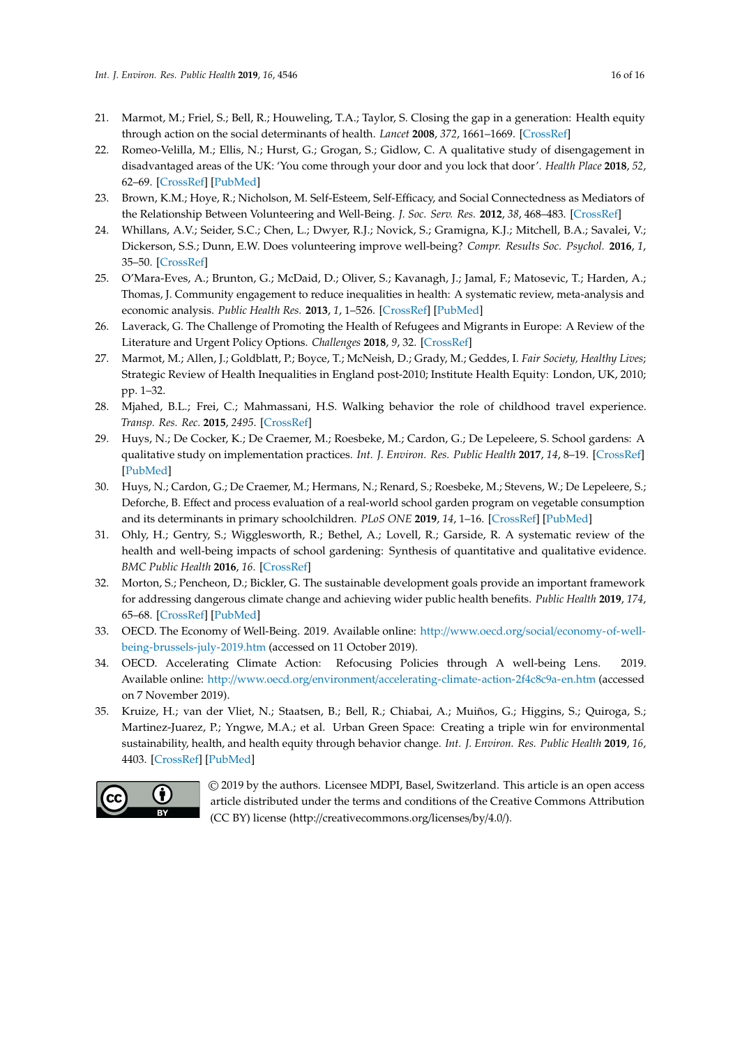21. Marmot, M.; Friel, S.; Bell, R.; Houweling, T.A.; Taylor, S. Closing the gap in a generation: Health equity through action on the social determinants of health. *Lancet* **2008**, *372*, 1661–1669. [CrossRef]
22. Romeo-Velilla, M.; Ellis, N.; Hurst, G.; Grogan, S.; Gidlow, C. A qualitative study of disengagement in disadvantaged areas of the UK: 'You come through your door and you lock that door'. *Health Place* **2018**, *52*, 62–69. [CrossRef] [PubMed]
23. Brown, K.M.; Hoye, R.; Nicholson, M. Self-Esteem, Self-Efficacy, and Social Connectedness as Mediators of the Relationship Between Volunteering and Well-Being. *J. Soc. Serv. Res.* **2012**, *38*, 468–483. [CrossRef]
24. Whillans, A.V.; Seider, S.C.; Chen, L.; Dwyer, R.J.; Novick, S.; Gramigna, K.J.; Mitchell, B.A.; Savalei, V.; Dickerson, S.S.; Dunn, E.W. Does volunteering improve well-being? *Compr. Results Soc. Psychol.* **2016**, *1*, 35–50. [CrossRef]
25. O'Mara-Eves, A.; Brunton, G.; McDaid, D.; Oliver, S.; Kavanagh, J.; Jamal, F.; Matosevic, T.; Harden, A.; Thomas, J. Community engagement to reduce inequalities in health: A systematic review, meta-analysis and economic analysis. *Public Health Res.* **2013**, *1*, 1–526. [CrossRef] [PubMed]
26. Laverack, G. The Challenge of Promoting the Health of Refugees and Migrants in Europe: A Review of the Literature and Urgent Policy Options. *Challenges* **2018**, *9*, 32. [CrossRef]
27. Marmot, M.; Allen, J.; Goldblatt, P.; Boyce, T.; McNeish, D.; Grady, M.; Geddes, I. *Fair Society, Healthy Lives*; Strategic Review of Health Inequalities in England post-2010; Institute Health Equity: London, UK, 2010; pp. 1–32.
28. Mjahed, B.L.; Frei, C.; Mahmassani, H.S. Walking behavior the role of childhood travel experience. *Transp. Res. Rec.* **2015**, *2495*. [CrossRef]
29. Huys, N.; De Cocker, K.; De Craemer, M.; Roesbeke, M.; Cardon, G.; De Lepeleere, S. School gardens: A qualitative study on implementation practices. *Int. J. Environ. Res. Public Health* **2017**, *14*, 8–19. [CrossRef] [PubMed]
30. Huys, N.; Cardon, G.; De Craemer, M.; Hermans, N.; Renard, S.; Roesbeke, M.; Stevens, W.; De Lepeleere, S.; Deforche, B. Effect and process evaluation of a real-world school garden program on vegetable consumption and its determinants in primary schoolchildren. *PLoS ONE* **2019**, *14*, 1–16. [CrossRef] [PubMed]
31. Ohly, H.; Gentry, S.; Wigglesworth, R.; Bethel, A.; Lovell, R.; Garside, R. A systematic review of the health and well-being impacts of school gardening: Synthesis of quantitative and qualitative evidence. *BMC Public Health* **2016**, *16*. [CrossRef]
32. Morton, S.; Pencheon, D.; Bickler, G. The sustainable development goals provide an important framework for addressing dangerous climate change and achieving wider public health benefits. *Public Health* **2019**, *174*, 65–68. [CrossRef] [PubMed]
33. OECD. The Economy of Well-Being. 2019. Available online: http://www.oecd.org/social/economy-of-well-being-brussels-july-2019.htm (accessed on 11 October 2019).
34. OECD. Accelerating Climate Action: Refocusing Policies through A well-being Lens. 2019. Available online: http://www.oecd.org/environment/accelerating-climate-action-2f4c8c9a-en.htm (accessed on 7 November 2019).
35. Kruize, H.; van der Vliet, N.; Staatsen, B.; Bell, R.; Chiabai, A.; Muiños, G.; Higgins, S.; Quiroga, S.; Martinez-Juarez, P.; Yngwe, M.A.; et al. Urban Green Space: Creating a triple win for environmental sustainability, health, and health equity through behavior change. *Int. J. Environ. Res. Public Health* **2019**, *16*, 4403. [CrossRef] [PubMed]

© 2019 by the authors. Licensee MDPI, Basel, Switzerland. This article is an open access article distributed under the terms and conditions of the Creative Commons Attribution (CC BY) license (http://creativecommons.org/licenses/by/4.0/).